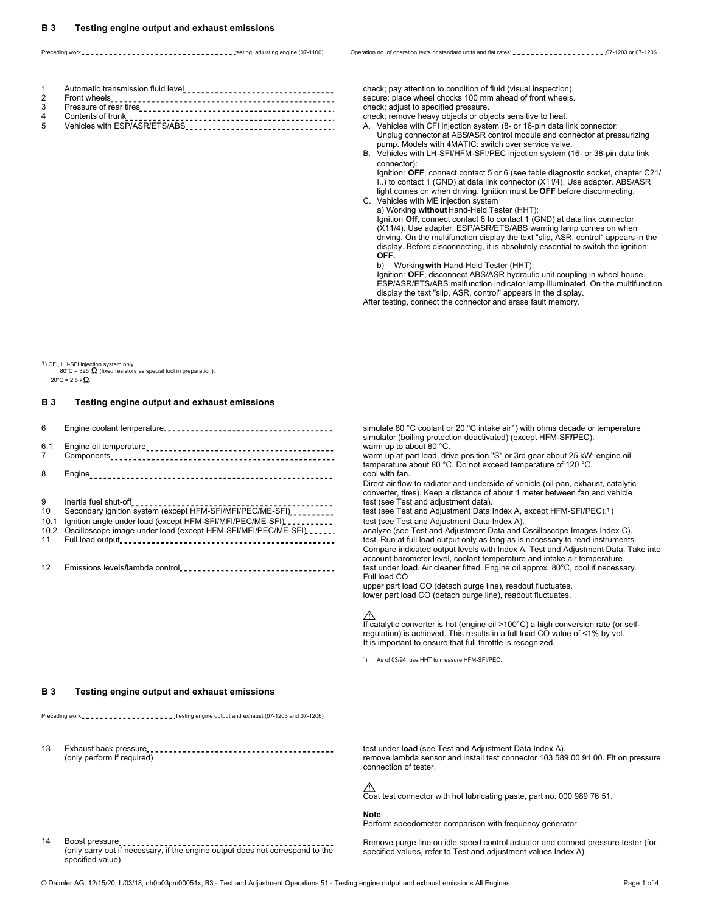## B 3 Testing engine output and exhaust emissions

Preceding work: testing, adjusting engine (07-1100)

Operation no. of operation texts or standard units and flat rates: 07-1203 or 07-1206

| No. | Item | Operation |
|---|---|---|
| 1 | Automatic transmission fluid level | check; pay attention to condition of fluid (visual inspection). |
| 2 | Front wheels | secure; place wheel chocks 100 mm ahead of front wheels. |
| 3 | Pressure of rear tires | check; adjust to specified pressure. |
| 4 | Contents of trunk | check; remove heavy objects or objects sensitive to heat. |
| 5 | Vehicles with ESP/ASR/ETS/ABS | A. Vehicles with CFI injection system (8- or 16-pin data link connector: Unplug connector at ABS/ASR control module and connector at pressurizing pump. Models with 4MATIC: switch over service valve.<br>B. Vehicles with LH-SFI/HFM-SFI/PEC injection system (16- or 38-pin data link connector): Ignition: **OFF**, connect contact 5 or 6 (see table diagnostic socket, chapter C21/I..) to contact 1 (GND) at data link connector (X11/4). Use adapter. ABS/ASR light comes on when driving. Ignition must be **OFF** before disconnecting.<br>C. Vehicles with ME injection system<br>a) Working **without** Hand-Held Tester (HHT): Ignition **Off**, connect contact 6 to contact 1 (GND) at data link connector (X11/4). Use adapter. ESP/ASR/ETS/ABS warning lamp comes on when driving. On the multifunction display the text "slip, ASR, control" appears in the display. Before disconnecting, it is absolutely essential to switch the ignition: **OFF.**<br>b) Working **with** Hand-Held Tester (HHT): Ignition: **OFF**, disconnect ABS/ASR hydraulic unit coupling in wheel house. ESP/ASR/ETS/ABS malfunction indicator lamp illuminated. On the multifunction display the text "slip, ASR, control" appears in the display.<br>After testing, connect the connector and erase fault memory. |

[1] CFI, LH-SFI injection system only
80°C = 325 Ω (fixed resistors as special tool in preparation).
20°C = 2.5 kΩ.

## B 3 Testing engine output and exhaust emissions

| No. | Item | Operation |
|---|---|---|
| 6 | Engine coolant temperature | simulate 80 °C coolant or 20 °C intake air[1]) with ohms decade or temperature simulator (boiling protection deactivated) (except HFM-SFI/PEC). |
| 6.1 | Engine oil temperature | warm up to about 80 °C. |
| 7 | Components | warm up at part load, drive position "S" or 3rd gear about 25 kW; engine oil temperature about 80 °C. Do not exceed temperature of 120 °C. |
| 8 | Engine | cool with fan.<br>Direct air flow to radiator and underside of vehicle (oil pan, exhaust, catalytic converter, tires). Keep a distance of about 1 meter between fan and vehicle. |
| 9 | Inertia fuel shut-off | test (see Test and adjustment data). |
| 10 | Secondary ignition system (except HFM-SFI/MFI/PEC/ME-SFI) | test (see Test and Adjustment Data Index A, except HFM-SFI/PEC).[1]) |
| 10.1 | Ignition angle under load (except HFM-SFI/MFI/PEC/ME-SFI) | test (see Test and Adjustment Data Index A). |
| 10.2 | Oscilloscope image under load (except HFM-SFI/MFI/PEC/ME-SFI) | analyze (see Test and Adjustment Data and Oscilloscope Images Index C). |
| 11 | Full load output | test. Run at full load output only as long as is necessary to read instruments. Compare indicated output levels with Index A, Test and Adjustment Data. Take into account barometer level, coolant temperature and intake air temperature. |
| 12 | Emissions levels/lambda control | test under **load**. Air cleaner fitted. Engine oil approx. 80°C, cool if necessary.<br>Full load CO<br>upper part load CO (detach purge line), readout fluctuates.<br>lower part load CO (detach purge line), readout fluctuates.<br><br>⚠<br>If catalytic converter is hot (engine oil >100°C) a high conversion rate (or self-regulation) is achieved. This results in a full load CO value of <1% by vol.<br>It is important to ensure that full throttle is recognized. |

[1]) As of 03/94, use HHT to measure HFM-SFI/PEC.

## B 3 Testing engine output and exhaust emissions

Preceding work: Testing engine output and exhaust (07-1203 and 07-1206)

| No. | Item | Operation |
|---|---|---|
| 13 | Exhaust back pressure<br>(only perform if required) | test under **load** (see Test and Adjustment Data Index A).<br>remove lambda sensor and install test connector 103 589 00 91 00. Fit on pressure connection of tester.<br><br>⚠<br>Coat test connector with hot lubricating paste, part no. 000 989 76 51.<br><br>**Note**<br>Perform speedometer comparison with frequency generator. |
| 14 | Boost pressure<br>(only carry out if necessary, if the engine output does not correspond to the specified value) | Remove purge line on idle speed control actuator and connect pressure tester (for specified values, refer to Test and adjustment values Index A). |

© Daimler AG, 12/15/20, L/03/18, dh0b03pm00051x, B3 - Test and Adjustment Operations 51 - Testing engine output and exhaust emissions All Engines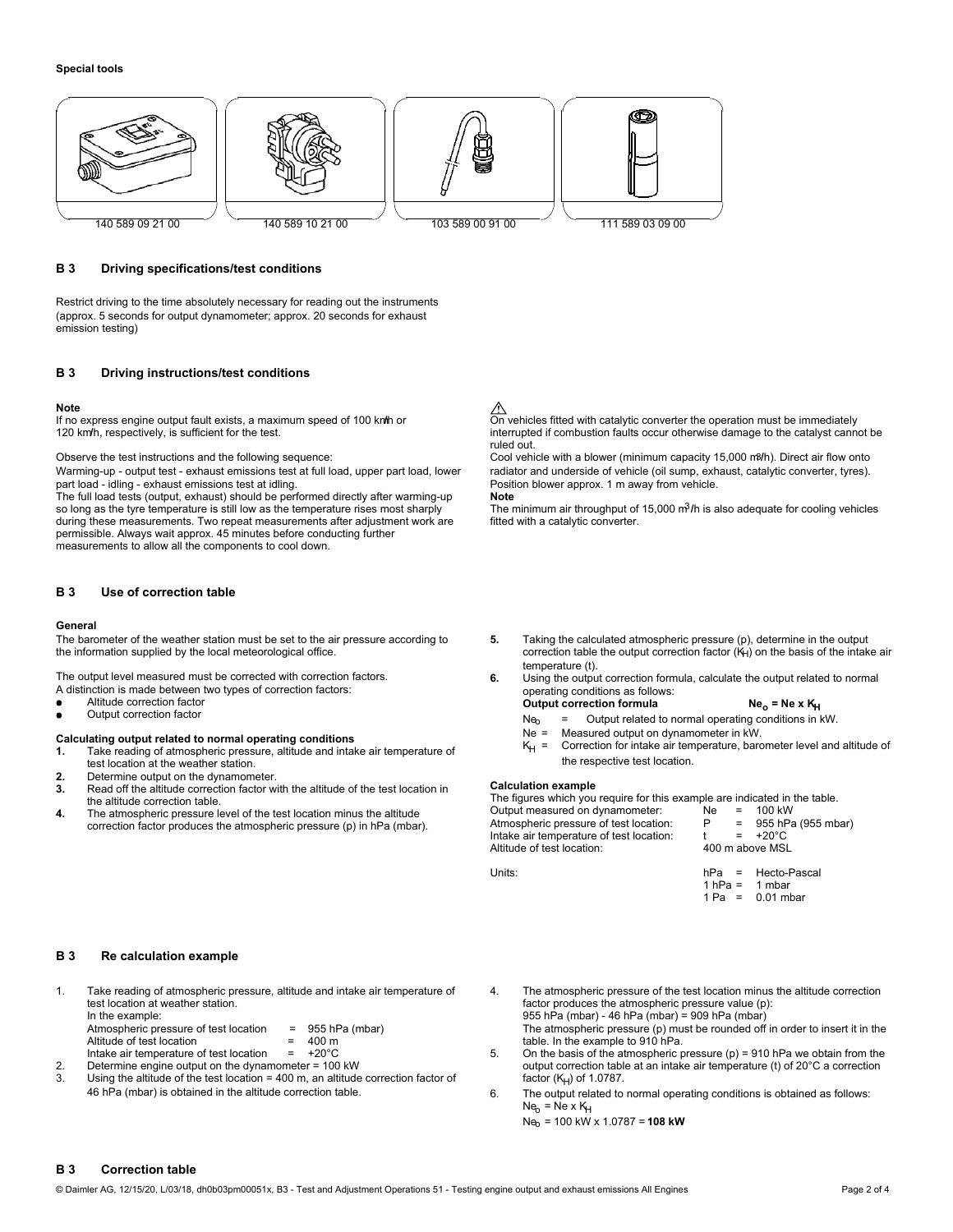**Special tools**

140 589 09 21 00 | 140 589 10 21 00 | 103 589 00 91 00 | 111 589 03 09 00

## B 3 Driving specifications/test conditions

Restrict driving to the time absolutely necessary for reading out the instruments (approx. 5 seconds for output dynamometer; approx. 20 seconds for exhaust emission testing)

## B 3 Driving instructions/test conditions

**Note**
If no express engine output fault exists, a maximum speed of 100 km/h or 120 km/h, respectively, is sufficient for the test.

Observe the test instructions and the following sequence:
Warming-up - output test - exhaust emissions test at full load, upper part load, lower part load - idling - exhaust emissions test at idling.
The full load tests (output, exhaust) should be performed directly after warming-up so long as the tyre temperature is still low as the temperature rises most sharply during these measurements. Two repeat measurements after adjustment work are permissible. Always wait approx. 45 minutes before conducting further measurements to allow all the components to cool down.

⚠
On vehicles fitted with catalytic converter the operation must be immediately interrupted if combustion faults occur otherwise damage to the catalyst cannot be ruled out.
Cool vehicle with a blower (minimum capacity 15,000 m³/h). Direct air flow onto radiator and underside of vehicle (oil sump, exhaust, catalytic converter, tyres). Position blower approx. 1 m away from vehicle.
**Note**
The minimum air throughput of 15,000 m³/h is also adequate for cooling vehicles fitted with a catalytic converter.

## B 3 Use of correction table

**General**
The barometer of the weather station must be set to the air pressure according to the information supplied by the local meteorological office.

The output level measured must be corrected with correction factors.
A distinction is made between two types of correction factors:

- Altitude correction factor
- Output correction factor

**Calculating output related to normal operating conditions**

1. Take reading of atmospheric pressure, altitude and intake air temperature of test location at the weather station.
2. Determine output on the dynamometer.
3. Read off the altitude correction factor with the altitude of the test location in the altitude correction table.
4. The atmospheric pressure level of the test location minus the altitude correction factor produces the atmospheric pressure (p) in hPa (mbar).
5. Taking the calculated atmospheric pressure (p), determine in the output correction table the output correction factor ($K_H$) on the basis of the intake air temperature (t).
6. Using the output correction formula, calculate the output related to normal operating conditions as follows:
   **Output correction formula** $Ne_o = Ne \times K_H$
   $Ne_o$ = Output related to normal operating conditions in kW.
   Ne = Measured output on dynamometer in kW.
   $K_H$ = Correction for intake air temperature, barometer level and altitude of the respective test location.

**Calculation example**
The figures which you require for this example are indicated in the table.

| | | |
|---|---|---|
| Output measured on dynamometer: | Ne | = 100 kW |
| Atmospheric pressure of test location: | P | = 955 hPa (955 mbar) |
| Intake air temperature of test location: | t | = +20°C |
| Altitude of test location: | 400 m above MSL | |
| Units: | hPa | = Hecto-Pascal |
| | 1 hPa | = 1 mbar |
| | 1 Pa | = 0.01 mbar |

## B 3 Re calculation example

1. Take reading of atmospheric pressure, altitude and intake air temperature of test location at weather station.
   In the example:
   Atmospheric pressure of test location = 955 hPa (mbar)
   Altitude of test location = 400 m
   Intake air temperature of test location = +20°C
2. Determine engine output on the dynamometer = 100 kW
3. Using the altitude of the test location = 400 m, an altitude correction factor of 46 hPa (mbar) is obtained in the altitude correction table.
4. The atmospheric pressure of the test location minus the altitude correction factor produces the atmospheric pressure value (p):
   955 hPa (mbar) - 46 hPa (mbar) = 909 hPa (mbar)
   The atmospheric pressure (p) must be rounded off in order to insert it in the table. In the example to 910 hPa.
5. On the basis of the atmospheric pressure (p) = 910 hPa we obtain from the output correction table at an intake air temperature (t) of 20°C a correction factor ($K_H$) of 1.0787.
6. The output related to normal operating conditions is obtained as follows:
   $Ne_o = Ne \times K_H$
   $Ne_o$ = 100 kW x 1.0787 = **108 kW**

## B 3 Correction table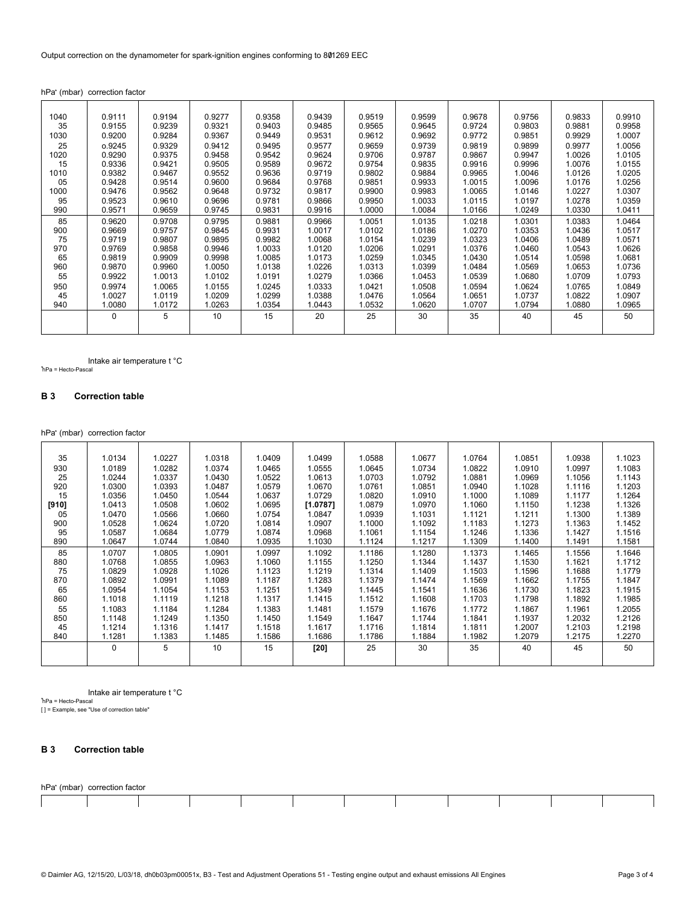Output correction on the dynamometer for spark-ignition engines conforming to 80/1269 EEC

hPa* (mbar) correction factor

| | | | | | | | | | | | |
|---|---|---|---|---|---|---|---|---|---|---|---|
| 1040 | 0.9111 | 0.9194 | 0.9277 | 0.9358 | 0.9439 | 0.9519 | 0.9599 | 0.9678 | 0.9756 | 0.9833 | 0.9910 |
| 35 | 0.9155 | 0.9239 | 0.9321 | 0.9403 | 0.9485 | 0.9565 | 0.9645 | 0.9724 | 0.9803 | 0.9881 | 0.9958 |
| 1030 | 0.9200 | 0.9284 | 0.9367 | 0.9449 | 0.9531 | 0.9612 | 0.9692 | 0.9772 | 0.9851 | 0.9929 | 1.0007 |
| 25 | o.9245 | 0.9329 | 0.9412 | 0.9495 | 0.9577 | 0.9659 | 0.9739 | 0.9819 | 0.9899 | 0.9977 | 1.0056 |
| 1020 | 0.9290 | 0.9375 | 0.9458 | 0.9542 | 0.9624 | 0.9706 | 0.9787 | 0.9867 | 0.9947 | 1.0026 | 1.0105 |
| 15 | 0.9336 | 0.9421 | 0.9505 | 0.9589 | 0.9672 | 0.9754 | 0.9835 | 0.9916 | 0.9996 | 1.0076 | 1.0155 |
| 1010 | 0.9382 | 0.9467 | 0.9552 | 0.9636 | 0.9719 | 0.9802 | 0.9884 | 0.9965 | 1.0046 | 1.0126 | 1.0205 |
| 05 | 0.9428 | 0.9514 | 0.9600 | 0.9684 | 0.9768 | 0.9851 | 0.9933 | 1.0015 | 1.0096 | 1.0176 | 1.0256 |
| 1000 | 0.9476 | 0.9562 | 0.9648 | 0.9732 | 0.9817 | 0.9900 | 0.9983 | 1.0065 | 1.0146 | 1.0227 | 1.0307 |
| 95 | 0.9523 | 0.9610 | 0.9696 | 0.9781 | 0.9866 | 0.9950 | 1.0033 | 1.0115 | 1.0197 | 1.0278 | 1.0359 |
| 990 | 0.9571 | 0.9659 | 0.9745 | 0.9831 | 0.9916 | 1.0000 | 1.0084 | 1.0166 | 1.0249 | 1.0330 | 1.0411 |
| 85 | 0.9620 | 0.9708 | 0.9795 | 0.9881 | 0.9966 | 1.0051 | 1.0135 | 1.0218 | 1.0301 | 1.0383 | 1.0464 |
| 900 | 0.9669 | 0.9757 | 0.9845 | 0.9931 | 1.0017 | 1.0102 | 1.0186 | 1.0270 | 1.0353 | 1.0436 | 1.0517 |
| 75 | 0.9719 | 0.9807 | 0.9895 | 0.9982 | 1.0068 | 1.0154 | 1.0239 | 1.0323 | 1.0406 | 1.0489 | 1.0571 |
| 970 | 0.9769 | 0.9858 | 0.9946 | 1.0033 | 1.0120 | 1.0206 | 1.0291 | 1.0376 | 1.0460 | 1.0543 | 1.0626 |
| 65 | 0.9819 | 0.9909 | 0.9998 | 1.0085 | 1.0173 | 1.0259 | 1.0345 | 1.0430 | 1.0514 | 1.0598 | 1.0681 |
| 960 | 0.9870 | 0.9960 | 1.0050 | 1.0138 | 1.0226 | 1.0313 | 1.0399 | 1.0484 | 1.0569 | 1.0653 | 1.0736 |
| 55 | 0.9922 | 1.0013 | 1.0102 | 1.0191 | 1.0279 | 1.0366 | 1.0453 | 1.0539 | 1.0680 | 1.0709 | 1.0793 |
| 950 | 0.9974 | 1.0065 | 1.0155 | 1.0245 | 1.0333 | 1.0421 | 1.0508 | 1.0594 | 1.0624 | 1.0765 | 1.0849 |
| 45 | 1.0027 | 1.0119 | 1.0209 | 1.0299 | 1.0388 | 1.0476 | 1.0564 | 1.0651 | 1.0737 | 1.0822 | 1.0907 |
| 940 | 1.0080 | 1.0172 | 1.0263 | 1.0354 | 1.0443 | 1.0532 | 1.0620 | 1.0707 | 1.0794 | 1.0880 | 1.0965 |
| | 0 | 5 | 10 | 15 | 20 | 25 | 30 | 35 | 40 | 45 | 50 |

Intake air temperature t °C

*hPa = Hecto-Pascal

### B 3 Correction table

hPa* (mbar) correction factor

| | | | | | | | | | | | |
|---|---|---|---|---|---|---|---|---|---|---|---|
| 35 | 1.0134 | 1.0227 | 1.0318 | 1.0409 | 1.0499 | 1.0588 | 1.0677 | 1.0764 | 1.0851 | 1.0938 | 1.1023 |
| 930 | 1.0189 | 1.0282 | 1.0374 | 1.0465 | 1.0555 | 1.0645 | 1.0734 | 1.0822 | 1.0910 | 1.0997 | 1.1083 |
| 25 | 1.0244 | 1.0337 | 1.0430 | 1.0522 | 1.0613 | 1.0703 | 1.0792 | 1.0881 | 1.0969 | 1.1056 | 1.1143 |
| 920 | 1.0300 | 1.0393 | 1.0487 | 1.0579 | 1.0670 | 1.0761 | 1.0851 | 1.0940 | 1.1028 | 1.1116 | 1.1203 |
| 15 | 1.0356 | 1.0450 | 1.0544 | 1.0637 | 1.0729 | 1.0820 | 1.0910 | 1.1000 | 1.1089 | 1.1177 | 1.1264 |
| [910] | 1.0413 | 1.0508 | 1.0602 | 1.0695 | [1.0787] | 1.0879 | 1.0970 | 1.1060 | 1.1150 | 1.1238 | 1.1326 |
| 05 | 1.0470 | 1.0566 | 1.0660 | 1.0754 | 1.0847 | 1.0939 | 1.1031 | 1.1121 | 1.1211 | 1.1300 | 1.1389 |
| 900 | 1.0528 | 1.0624 | 1.0720 | 1.0814 | 1.0907 | 1.1000 | 1.1092 | 1.1183 | 1.1273 | 1.1363 | 1.1452 |
| 95 | 1.0587 | 1.0684 | 1.0779 | 1.0874 | 1.0968 | 1.1061 | 1.1154 | 1.1246 | 1.1336 | 1.1427 | 1.1516 |
| 890 | 1.0647 | 1.0744 | 1.0840 | 1.0935 | 1.1030 | 1.1124 | 1.1217 | 1.1309 | 1.1400 | 1.1491 | 1.1581 |
| 85 | 1.0707 | 1.0805 | 1.0901 | 1.0997 | 1.1092 | 1.1186 | 1.1280 | 1.1373 | 1.1465 | 1.1556 | 1.1646 |
| 880 | 1.0768 | 1.0855 | 1.0963 | 1.1060 | 1.1155 | 1.1250 | 1.1344 | 1.1437 | 1.1530 | 1.1621 | 1.1712 |
| 75 | 1.0829 | 1.0928 | 1.1026 | 1.1123 | 1.1219 | 1.1314 | 1.1409 | 1.1503 | 1.1596 | 1.1688 | 1.1779 |
| 870 | 1.0892 | 1.0991 | 1.1089 | 1.1187 | 1.1283 | 1.1379 | 1.1474 | 1.1569 | 1.1662 | 1.1755 | 1.1847 |
| 65 | 1.0954 | 1.1054 | 1.1153 | 1.1251 | 1.1349 | 1.1445 | 1.1541 | 1.1636 | 1.1730 | 1.1823 | 1.1915 |
| 860 | 1.1018 | 1.1119 | 1.1218 | 1.1317 | 1.1415 | 1.1512 | 1.1608 | 1.1703 | 1.1798 | 1.1892 | 1.1985 |
| 55 | 1.1083 | 1.1184 | 1.1284 | 1.1383 | 1.1481 | 1.1579 | 1.1676 | 1.1772 | 1.1867 | 1.1961 | 1.2055 |
| 850 | 1.1148 | 1.1249 | 1.1350 | 1.1450 | 1.1549 | 1.1647 | 1.1744 | 1.1841 | 1.1937 | 1.2032 | 1.2126 |
| 45 | 1.1214 | 1.1316 | 1.1417 | 1.1518 | 1.1617 | 1.1716 | 1.1814 | 1.1811 | 1.2007 | 1.2103 | 1.2198 |
| 840 | 1.1281 | 1.1383 | 1.1485 | 1.1586 | 1.1686 | 1.1786 | 1.1884 | 1.1982 | 1.2079 | 1.2175 | 1.2270 |
| | 0 | 5 | 10 | 15 | [20] | 25 | 30 | 35 | 40 | 45 | 50 |

Intake air temperature t °C

*hPa = Hecto-Pascal

[ ] = Example, see "Use of correction table"

### B 3 Correction table

hPa* (mbar) correction factor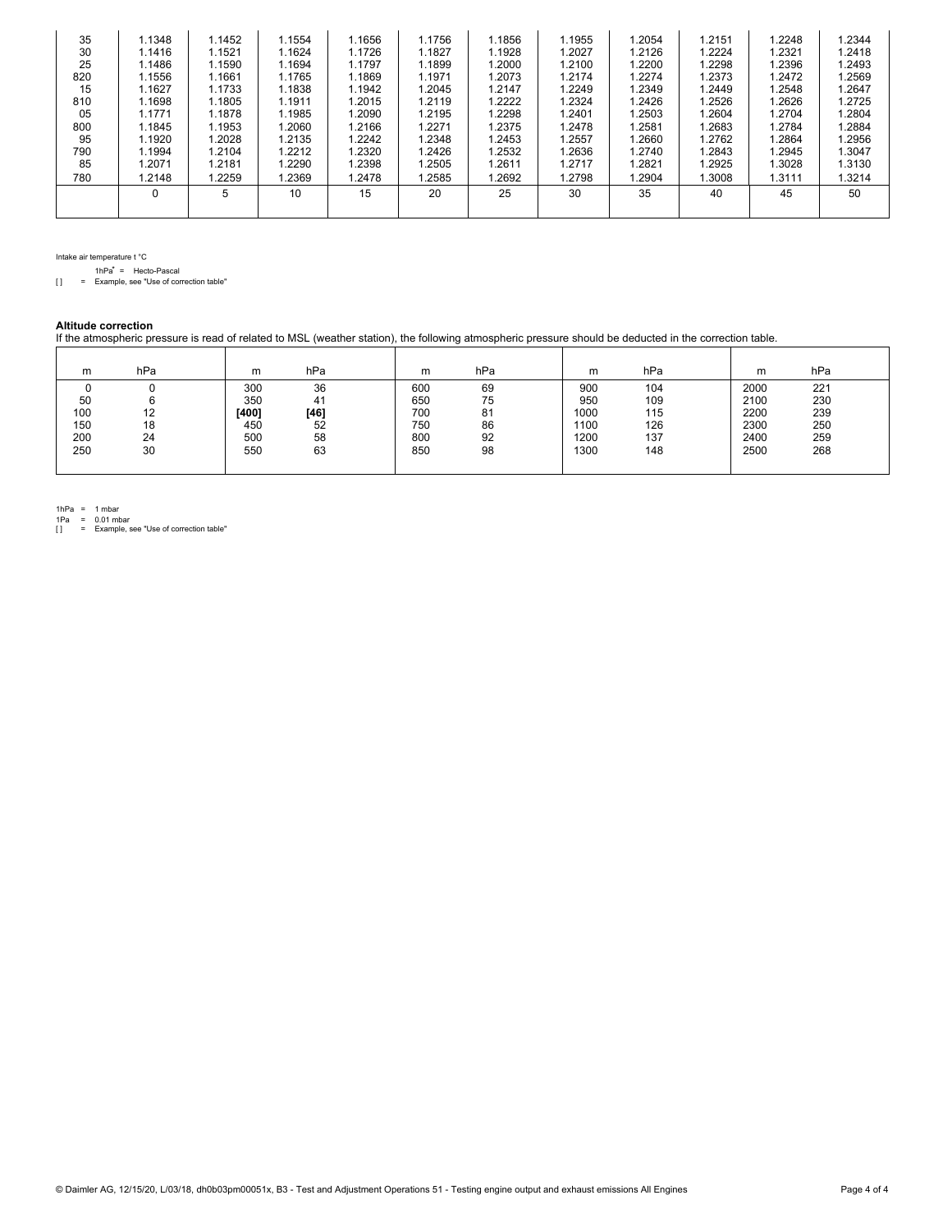| | | | | | | | | | | | |
|---|---|---|---|---|---|---|---|---|---|---|---|
| 35 | 1.1348 | 1.1452 | 1.1554 | 1.1656 | 1.1756 | 1.1856 | 1.1955 | 1.2054 | 1.2151 | 1.2248 | 1.2344 |
| 30 | 1.1416 | 1.1521 | 1.1624 | 1.1726 | 1.1827 | 1.1928 | 1.2027 | 1.2126 | 1.2224 | 1.2321 | 1.2418 |
| 25 | 1.1486 | 1.1590 | 1.1694 | 1.1797 | 1.1899 | 1.2000 | 1.2100 | 1.2200 | 1.2298 | 1.2396 | 1.2493 |
| 820 | 1.1556 | 1.1661 | 1.1765 | 1.1869 | 1.1971 | 1.2073 | 1.2174 | 1.2274 | 1.2373 | 1.2472 | 1.2569 |
| 15 | 1.1627 | 1.1733 | 1.1838 | 1.1942 | 1.2045 | 1.2147 | 1.2249 | 1.2349 | 1.2449 | 1.2548 | 1.2647 |
| 810 | 1.1698 | 1.1805 | 1.1911 | 1.2015 | 1.2119 | 1.2222 | 1.2324 | 1.2426 | 1.2526 | 1.2626 | 1.2725 |
| 05 | 1.1771 | 1.1878 | 1.1985 | 1.2090 | 1.2195 | 1.2298 | 1.2401 | 1.2503 | 1.2604 | 1.2704 | 1.2804 |
| 800 | 1.1845 | 1.1953 | 1.2060 | 1.2166 | 1.2271 | 1.2375 | 1.2478 | 1.2581 | 1.2683 | 1.2784 | 1.2884 |
| 95 | 1.1920 | 1.2028 | 1.2135 | 1.2242 | 1.2348 | 1.2453 | 1.2557 | 1.2660 | 1.2762 | 1.2864 | 1.2956 |
| 790 | 1.1994 | 1.2104 | 1.2212 | 1.2320 | 1.2426 | 1.2532 | 1.2636 | 1.2740 | 1.2843 | 1.2945 | 1.3047 |
| 85 | 1.2071 | 1.2181 | 1.2290 | 1.2398 | 1.2505 | 1.2611 | 1.2717 | 1.2821 | 1.2925 | 1.3028 | 1.3130 |
| 780 | 1.2148 | 1.2259 | 1.2369 | 1.2478 | 1.2585 | 1.2692 | 1.2798 | 1.2904 | 1.3008 | 1.3111 | 1.3214 |
| | 0 | 5 | 10 | 15 | 20 | 25 | 30 | 35 | 40 | 45 | 50 |

Intake air temperature t °C

1hPa* = Hecto-Pascal

[ ] = Example, see "Use of correction table"

**Altitude correction**

If the atmospheric pressure is read of related to MSL (weather station), the following atmospheric pressure should be deducted in the correction table.

| m | hPa | m | hPa | m | hPa | m | hPa | m | hPa |
|---|---|---|---|---|---|---|---|---|---|
| 0 | 0 | 300 | 36 | 600 | 69 | 900 | 104 | 2000 | 221 |
| 50 | 6 | 350 | 41 | 650 | 75 | 950 | 109 | 2100 | 230 |
| 100 | 12 | **[400]** | **[46]** | 700 | 81 | 1000 | 115 | 2200 | 239 |
| 150 | 18 | 450 | 52 | 750 | 86 | 1100 | 126 | 2300 | 250 |
| 200 | 24 | 500 | 58 | 800 | 92 | 1200 | 137 | 2400 | 259 |
| 250 | 30 | 550 | 63 | 850 | 98 | 1300 | 148 | 2500 | 268 |

1hPa = 1 mbar

1Pa = 0.01 mbar

[ ] = Example, see "Use of correction table"

© Daimler AG, 12/15/20, L/03/18, dh0b03pm00051x, B3 - Test and Adjustment Operations 51 - Testing engine output and exhaust emissions All Engines